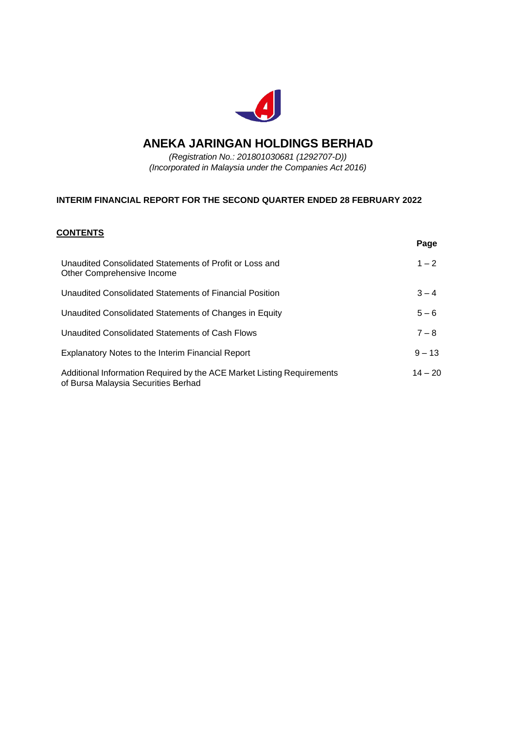# ANEKA JARINGAN HOLDINGS BERHAD

*(Registration No.: 201801030681 (1292707-D))*
*(Incorporated in Malaysia under the Companies Act 2016)*

**INTERIM FINANCIAL REPORT FOR THE SECOND QUARTER ENDED 28 FEBRUARY 2022**

**CONTENTS**

| | Page |
|---|---|
| Unaudited Consolidated Statements of Profit or Loss and Other Comprehensive Income | 1 – 2 |
| Unaudited Consolidated Statements of Financial Position | 3 – 4 |
| Unaudited Consolidated Statements of Changes in Equity | 5 – 6 |
| Unaudited Consolidated Statements of Cash Flows | 7 – 8 |
| Explanatory Notes to the Interim Financial Report | 9 – 13 |
| Additional Information Required by the ACE Market Listing Requirements of Bursa Malaysia Securities Berhad | 14 – 20 |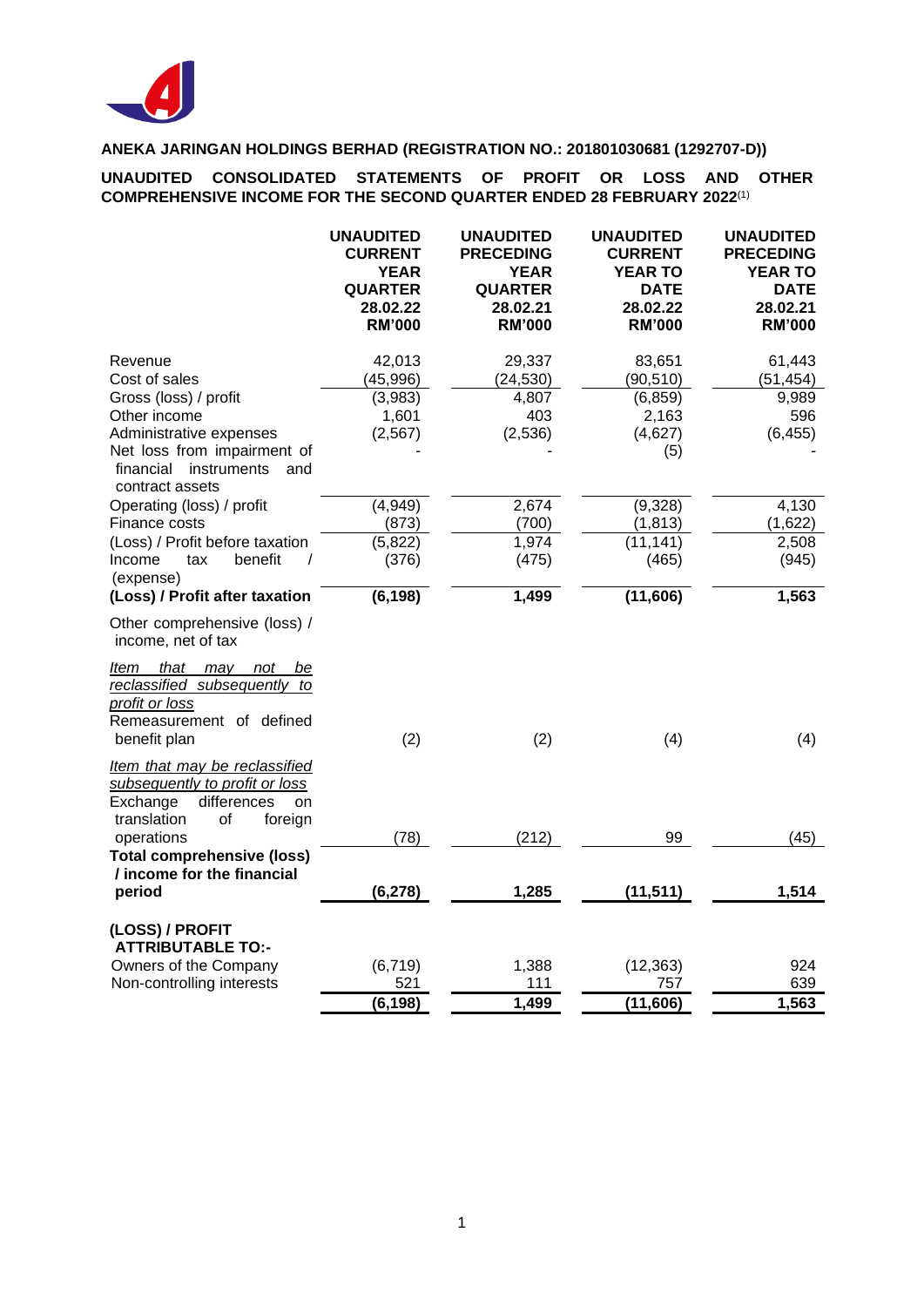**ANEKA JARINGAN HOLDINGS BERHAD (REGISTRATION NO.: 201801030681 (1292707-D))**

**UNAUDITED CONSOLIDATED STATEMENTS OF PROFIT OR LOSS AND OTHER COMPREHENSIVE INCOME FOR THE SECOND QUARTER ENDED 28 FEBRUARY 2022**(1)

| | UNAUDITED CURRENT YEAR QUARTER 28.02.22 RM'000 | UNAUDITED PRECEDING YEAR QUARTER 28.02.21 RM'000 | UNAUDITED CURRENT YEAR TO DATE 28.02.22 RM'000 | UNAUDITED PRECEDING YEAR TO DATE 28.02.21 RM'000 |
|---|---|---|---|---|
| Revenue | 42,013 | 29,337 | 83,651 | 61,443 |
| Cost of sales | (45,996) | (24,530) | (90,510) | (51,454) |
| Gross (loss) / profit | (3,983) | 4,807 | (6,859) | 9,989 |
| Other income | 1,601 | 403 | 2,163 | 596 |
| Administrative expenses | (2,567) | (2,536) | (4,627) | (6,455) |
| Net loss from impairment of financial instruments and contract assets | - | - | (5) | - |
| Operating (loss) / profit | (4,949) | 2,674 | (9,328) | 4,130 |
| Finance costs | (873) | (700) | (1,813) | (1,622) |
| (Loss) / Profit before taxation | (5,822) | 1,974 | (11,141) | 2,508 |
| Income tax benefit / (expense) | (376) | (475) | (465) | (945) |
| **(Loss) / Profit after taxation** | **(6,198)** | **1,499** | **(11,606)** | **1,563** |
| Other comprehensive (loss) / income, net of tax | | | | |
| *Item that may not be reclassified subsequently to profit or loss* | | | | |
| Remeasurement of defined benefit plan | (2) | (2) | (4) | (4) |
| *Item that may be reclassified subsequently to profit or loss* | | | | |
| Exchange differences on translation of foreign operations | (78) | (212) | 99 | (45) |
| **Total comprehensive (loss) / income for the financial period** | **(6,278)** | **1,285** | **(11,511)** | **1,514** |
| **(LOSS) / PROFIT ATTRIBUTABLE TO:-** | | | | |
| Owners of the Company | (6,719) | 1,388 | (12,363) | 924 |
| Non-controlling interests | 521 | 111 | 757 | 639 |
| | **(6,198)** | **1,499** | **(11,606)** | **1,563** |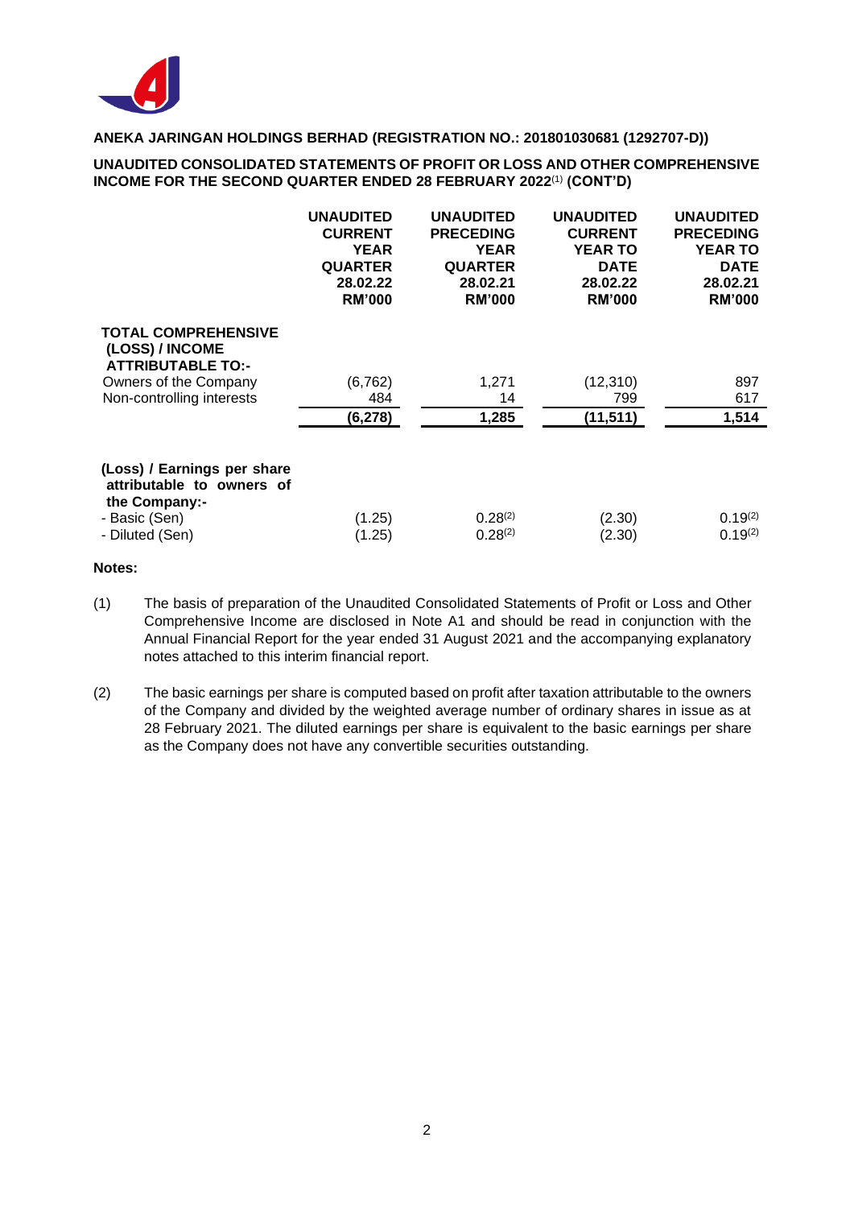**ANEKA JARINGAN HOLDINGS BERHAD (REGISTRATION NO.: 201801030681 (1292707-D))**

**UNAUDITED CONSOLIDATED STATEMENTS OF PROFIT OR LOSS AND OTHER COMPREHENSIVE INCOME FOR THE SECOND QUARTER ENDED 28 FEBRUARY 2022[(1)] (CONT'D)**

| | UNAUDITED CURRENT YEAR QUARTER 28.02.22 RM'000 | UNAUDITED PRECEDING YEAR QUARTER 28.02.21 RM'000 | UNAUDITED CURRENT YEAR TO DATE 28.02.22 RM'000 | UNAUDITED PRECEDING YEAR TO DATE 28.02.21 RM'000 |
|---|---|---|---|---|
| **TOTAL COMPREHENSIVE (LOSS) / INCOME ATTRIBUTABLE TO:-** | | | | |
| Owners of the Company | (6,762) | 1,271 | (12,310) | 897 |
| Non-controlling interests | 484 | 14 | 799 | 617 |
| | **(6,278)** | **1,285** | **(11,511)** | **1,514** |
| **(Loss) / Earnings per share attributable to owners of the Company:-** | | | | |
| - Basic (Sen) | (1.25) | 0.28[(2)] | (2.30) | 0.19[(2)] |
| - Diluted (Sen) | (1.25) | 0.28[(2)] | (2.30) | 0.19[(2)] |

**Notes:**

(1) The basis of preparation of the Unaudited Consolidated Statements of Profit or Loss and Other Comprehensive Income are disclosed in Note A1 and should be read in conjunction with the Annual Financial Report for the year ended 31 August 2021 and the accompanying explanatory notes attached to this interim financial report.

(2) The basic earnings per share is computed based on profit after taxation attributable to the owners of the Company and divided by the weighted average number of ordinary shares in issue as at 28 February 2021. The diluted earnings per share is equivalent to the basic earnings per share as the Company does not have any convertible securities outstanding.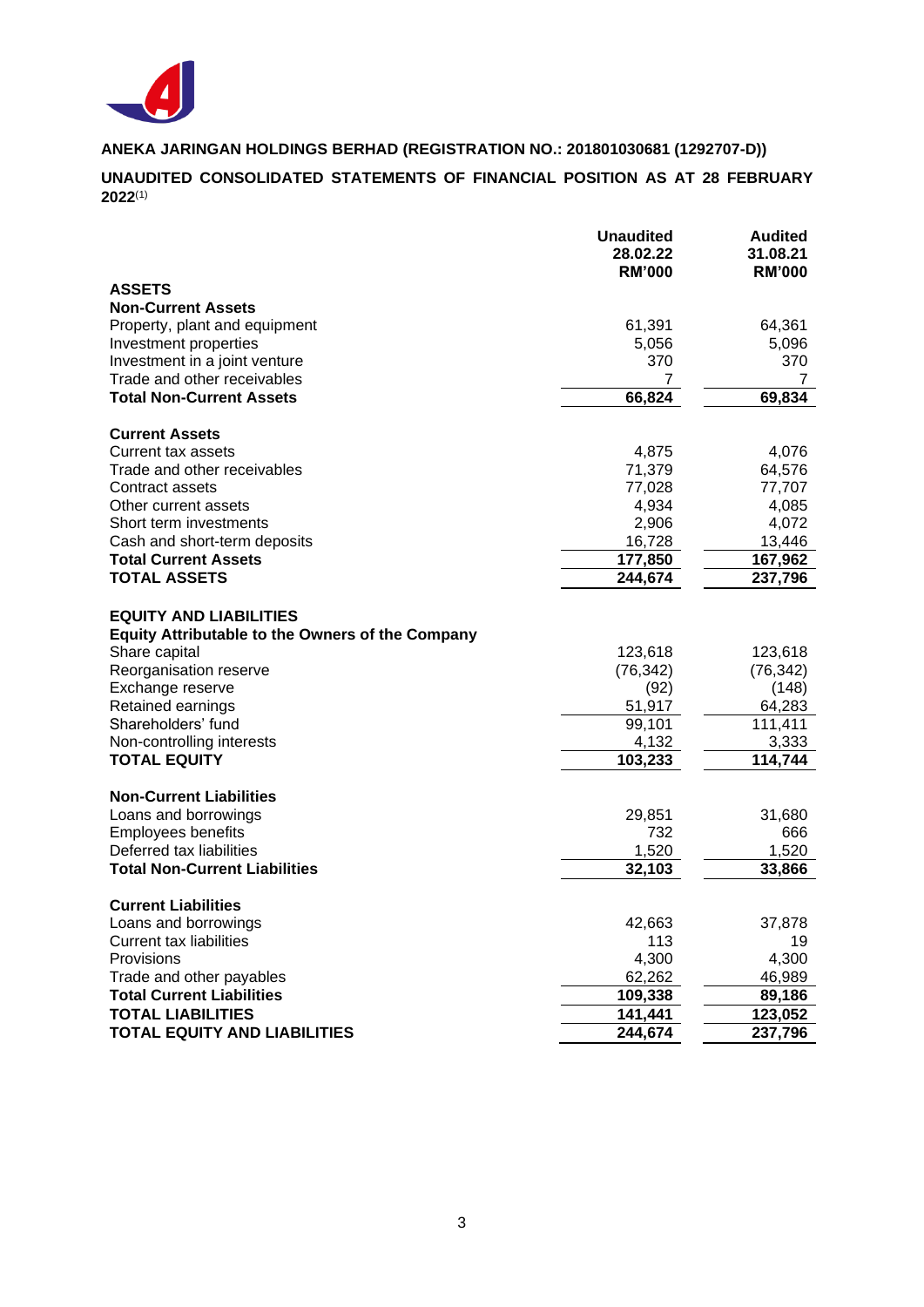**ANEKA JARINGAN HOLDINGS BERHAD (REGISTRATION NO.: 201801030681 (1292707-D))**

**UNAUDITED CONSOLIDATED STATEMENTS OF FINANCIAL POSITION AS AT 28 FEBRUARY 2022**(1)

| | Unaudited 28.02.22 RM'000 | Audited 31.08.21 RM'000 |
|---|---|---|
| **ASSETS** | | |
| **Non-Current Assets** | | |
| Property, plant and equipment | 61,391 | 64,361 |
| Investment properties | 5,056 | 5,096 |
| Investment in a joint venture | 370 | 370 |
| Trade and other receivables | 7 | 7 |
| **Total Non-Current Assets** | **66,824** | **69,834** |
| | | |
| **Current Assets** | | |
| Current tax assets | 4,875 | 4,076 |
| Trade and other receivables | 71,379 | 64,576 |
| Contract assets | 77,028 | 77,707 |
| Other current assets | 4,934 | 4,085 |
| Short term investments | 2,906 | 4,072 |
| Cash and short-term deposits | 16,728 | 13,446 |
| **Total Current Assets** | **177,850** | **167,962** |
| **TOTAL ASSETS** | **244,674** | **237,796** |
| | | |
| **EQUITY AND LIABILITIES** | | |
| **Equity Attributable to the Owners of the Company** | | |
| Share capital | 123,618 | 123,618 |
| Reorganisation reserve | (76,342) | (76,342) |
| Exchange reserve | (92) | (148) |
| Retained earnings | 51,917 | 64,283 |
| Shareholders' fund | 99,101 | 111,411 |
| Non-controlling interests | 4,132 | 3,333 |
| **TOTAL EQUITY** | **103,233** | **114,744** |
| | | |
| **Non-Current Liabilities** | | |
| Loans and borrowings | 29,851 | 31,680 |
| Employees benefits | 732 | 666 |
| Deferred tax liabilities | 1,520 | 1,520 |
| **Total Non-Current Liabilities** | **32,103** | **33,866** |
| | | |
| **Current Liabilities** | | |
| Loans and borrowings | 42,663 | 37,878 |
| Current tax liabilities | 113 | 19 |
| Provisions | 4,300 | 4,300 |
| Trade and other payables | 62,262 | 46,989 |
| **Total Current Liabilities** | **109,338** | **89,186** |
| **TOTAL LIABILITIES** | **141,441** | **123,052** |
| **TOTAL EQUITY AND LIABILITIES** | **244,674** | **237,796** |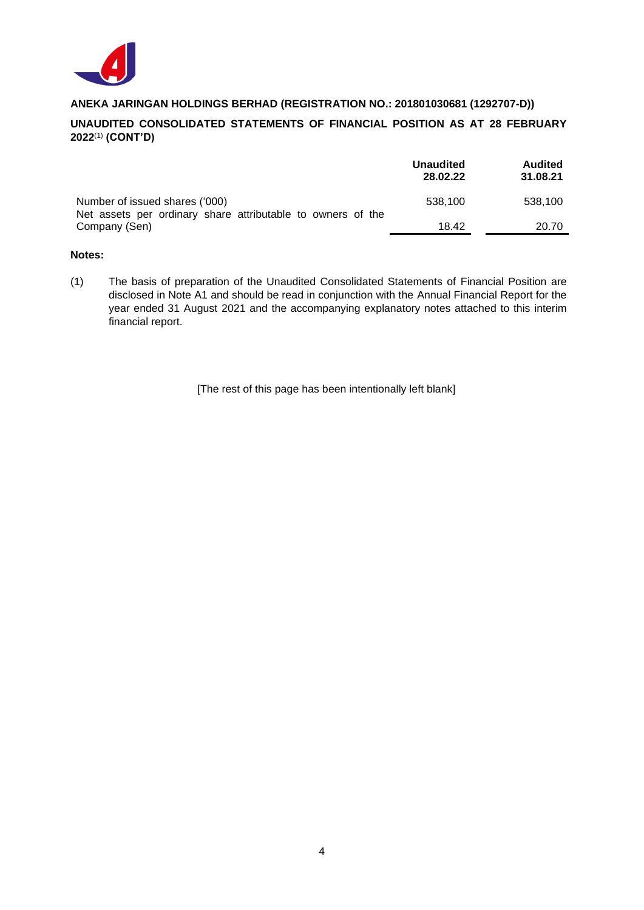**ANEKA JARINGAN HOLDINGS BERHAD (REGISTRATION NO.: 201801030681 (1292707-D))**

**UNAUDITED CONSOLIDATED STATEMENTS OF FINANCIAL POSITION AS AT 28 FEBRUARY 2022[(1)] (CONT'D)**

| | **Unaudited 28.02.22** | **Audited 31.08.21** |
|---|---|---|
| Number of issued shares ('000) | 538,100 | 538,100 |
| Net assets per ordinary share attributable to owners of the Company (Sen) | 18.42 | 20.70 |

**Notes:**

(1) The basis of preparation of the Unaudited Consolidated Statements of Financial Position are disclosed in Note A1 and should be read in conjunction with the Annual Financial Report for the year ended 31 August 2021 and the accompanying explanatory notes attached to this interim financial report.

[The rest of this page has been intentionally left blank]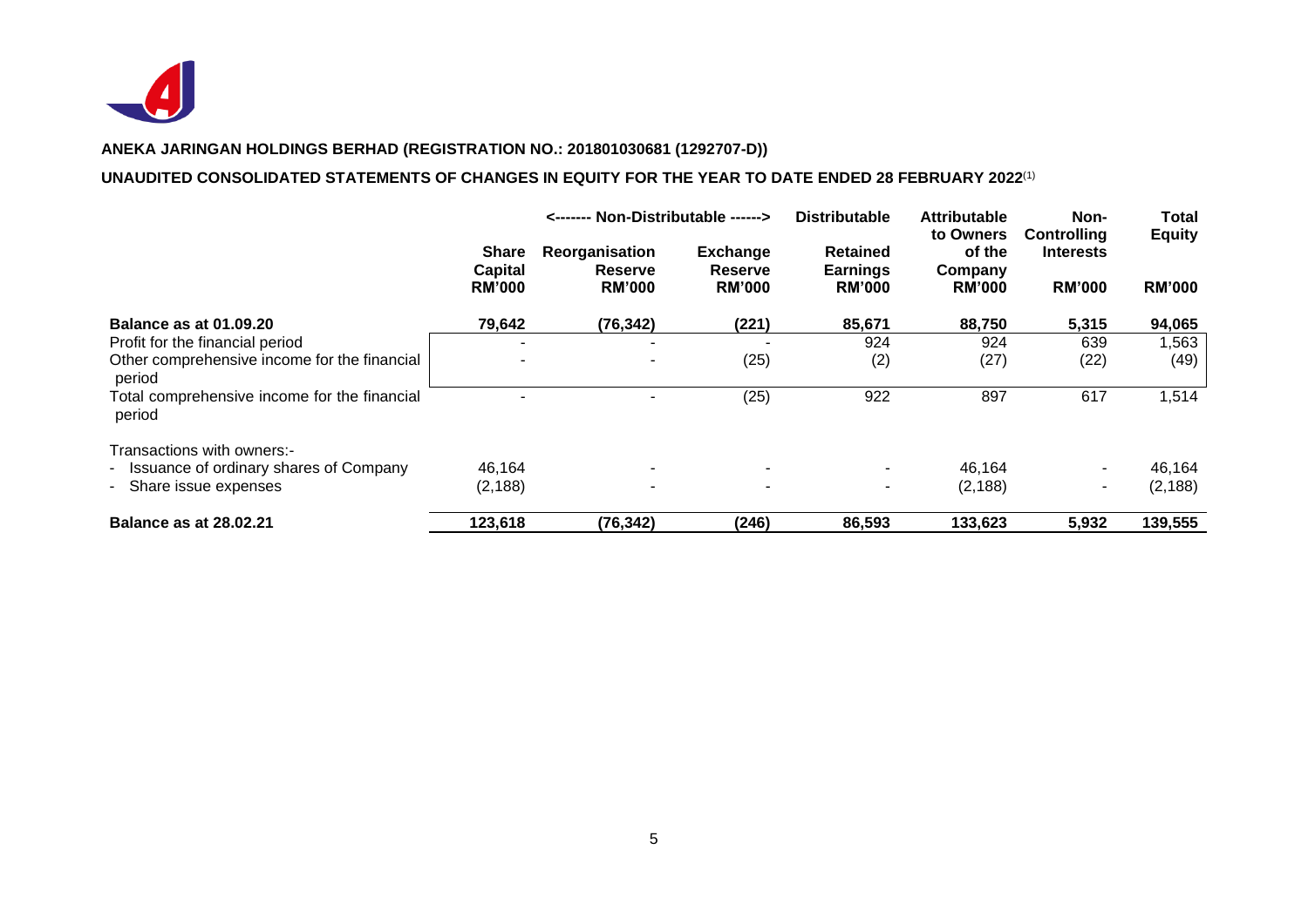**ANEKA JARINGAN HOLDINGS BERHAD (REGISTRATION NO.: 201801030681 (1292707-D))**

**UNAUDITED CONSOLIDATED STATEMENTS OF CHANGES IN EQUITY FOR THE YEAR TO DATE ENDED 28 FEBRUARY 2022**(1)

| | | <------- Non-Distributable ------> | | Distributable | | | |
|---|---|---|---|---|---|---|---|
| | Share Capital RM'000 | Reorganisation Reserve RM'000 | Exchange Reserve RM'000 | Retained Earnings RM'000 | Attributable to Owners of the Company RM'000 | Non-Controlling Interests RM'000 | Total Equity RM'000 |
| **Balance as at 01.09.20** | **79,642** | **(76,342)** | **(221)** | **85,671** | **88,750** | **5,315** | **94,065** |
| Profit for the financial period | - | - | - | 924 | 924 | 639 | 1,563 |
| Other comprehensive income for the financial period | - | - | (25) | (2) | (27) | (22) | (49) |
| Total comprehensive income for the financial period | - | - | (25) | 922 | 897 | 617 | 1,514 |
| Transactions with owners:- | | | | | | | |
| - Issuance of ordinary shares of Company | 46,164 | - | - | - | 46,164 | - | 46,164 |
| - Share issue expenses | (2,188) | - | - | - | (2,188) | - | (2,188) |
| **Balance as at 28.02.21** | **123,618** | **(76,342)** | **(246)** | **86,593** | **133,623** | **5,932** | **139,555** |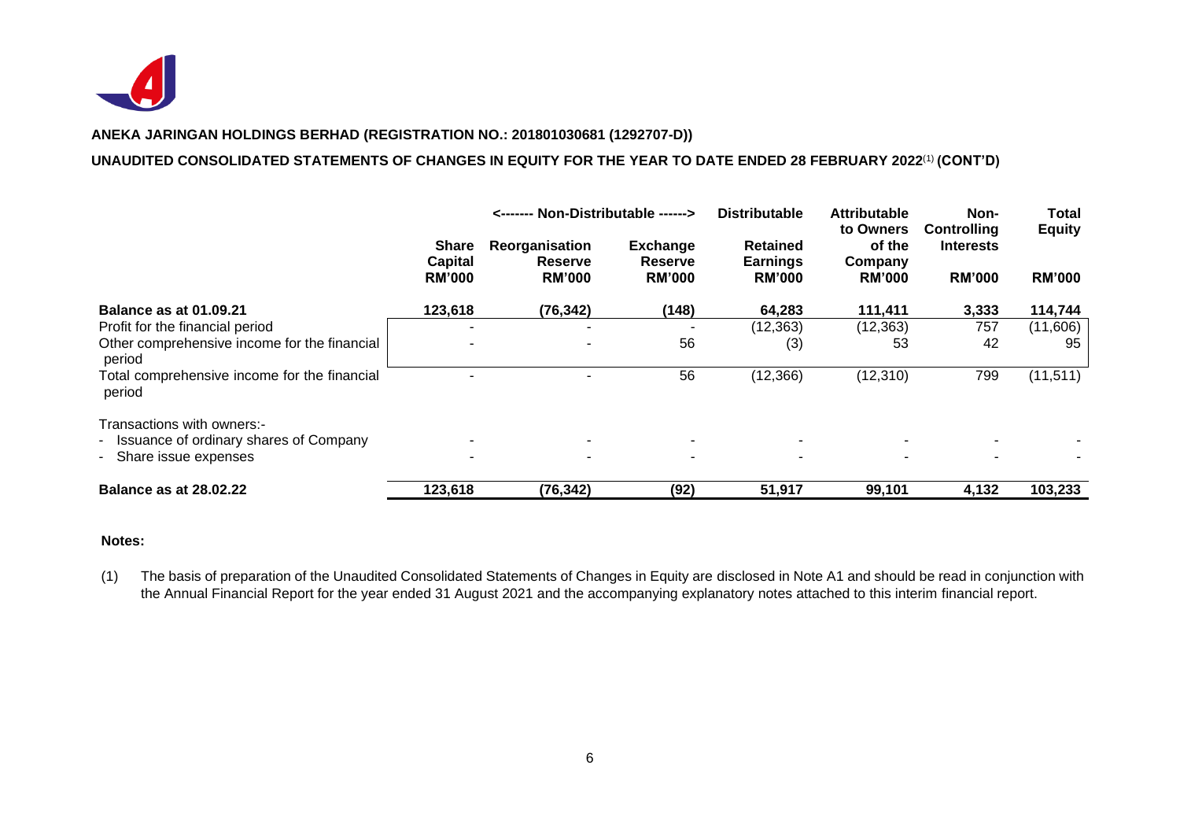**ANEKA JARINGAN HOLDINGS BERHAD (REGISTRATION NO.: 201801030681 (1292707-D))**

**UNAUDITED CONSOLIDATED STATEMENTS OF CHANGES IN EQUITY FOR THE YEAR TO DATE ENDED 28 FEBRUARY 2022[(1)] (CONT'D)**

| | | <------- Non-Distributable ------> | | Distributable | | | |
|---|---|---|---|---|---|---|---|
| | Share Capital RM'000 | Reorganisation Reserve RM'000 | Exchange Reserve RM'000 | Retained Earnings RM'000 | Attributable to Owners of the Company RM'000 | Non-Controlling Interests RM'000 | Total Equity RM'000 |
| **Balance as at 01.09.21** | **123,618** | **(76,342)** | **(148)** | **64,283** | **111,411** | **3,333** | **114,744** |
| Profit for the financial period | - | - | - | (12,363) | (12,363) | 757 | (11,606) |
| Other comprehensive income for the financial period | - | - | 56 | (3) | 53 | 42 | 95 |
| Total comprehensive income for the financial period | - | - | 56 | (12,366) | (12,310) | 799 | (11,511) |
| Transactions with owners:- | | | | | | | |
| - Issuance of ordinary shares of Company | - | - | - | - | - | - | - |
| - Share issue expenses | - | - | - | - | - | - | - |
| **Balance as at 28.02.22** | **123,618** | **(76,342)** | **(92)** | **51,917** | **99,101** | **4,132** | **103,233** |

**Notes:**

(1) The basis of preparation of the Unaudited Consolidated Statements of Changes in Equity are disclosed in Note A1 and should be read in conjunction with the Annual Financial Report for the year ended 31 August 2021 and the accompanying explanatory notes attached to this interim financial report.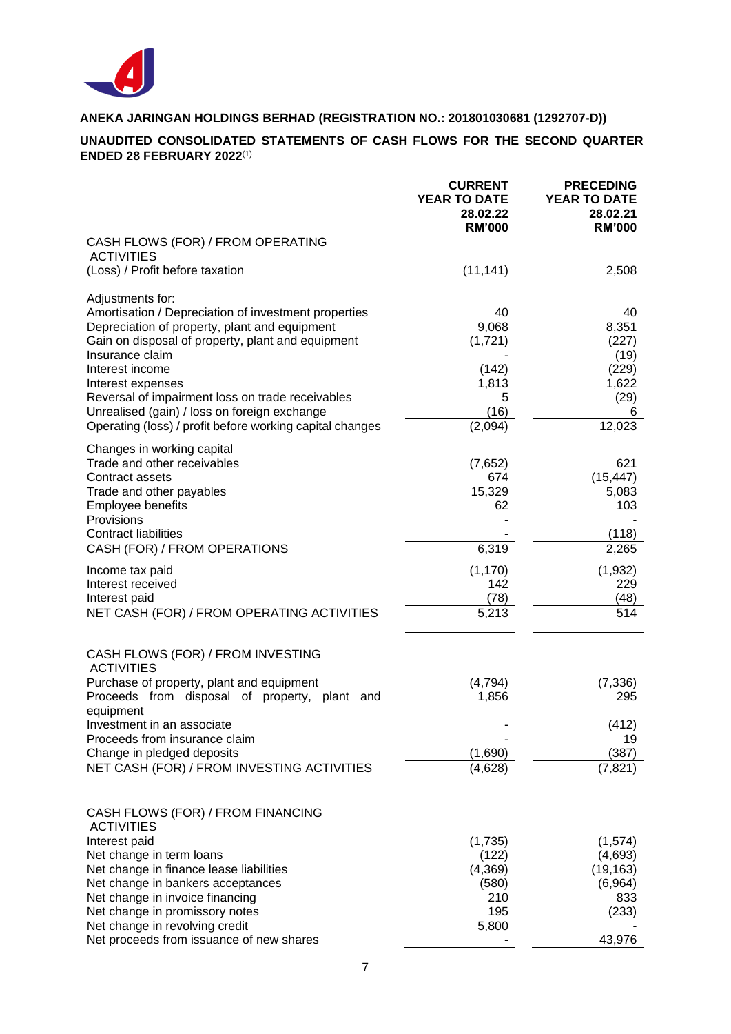**ANEKA JARINGAN HOLDINGS BERHAD (REGISTRATION NO.: 201801030681 (1292707-D))**

**UNAUDITED CONSOLIDATED STATEMENTS OF CASH FLOWS FOR THE SECOND QUARTER ENDED 28 FEBRUARY 2022**(1)

| | CURRENT YEAR TO DATE 28.02.22 RM'000 | PRECEDING YEAR TO DATE 28.02.21 RM'000 |
|---|---|---|
| CASH FLOWS (FOR) / FROM OPERATING ACTIVITIES | | |
| (Loss) / Profit before taxation | (11,141) | 2,508 |
| Adjustments for: | | |
| Amortisation / Depreciation of investment properties | 40 | 40 |
| Depreciation of property, plant and equipment | 9,068 | 8,351 |
| Gain on disposal of property, plant and equipment | (1,721) | (227) |
| Insurance claim | - | (19) |
| Interest income | (142) | (229) |
| Interest expenses | 1,813 | 1,622 |
| Reversal of impairment loss on trade receivables | 5 | (29) |
| Unrealised (gain) / loss on foreign exchange | (16) | 6 |
| Operating (loss) / profit before working capital changes | (2,094) | 12,023 |
| Changes in working capital | | |
| Trade and other receivables | (7,652) | 621 |
| Contract assets | 674 | (15,447) |
| Trade and other payables | 15,329 | 5,083 |
| Employee benefits | 62 | 103 |
| Provisions | - | - |
| Contract liabilities | - | (118) |
| CASH (FOR) / FROM OPERATIONS | 6,319 | 2,265 |
| Income tax paid | (1,170) | (1,932) |
| Interest received | 142 | 229 |
| Interest paid | (78) | (48) |
| NET CASH (FOR) / FROM OPERATING ACTIVITIES | 5,213 | 514 |
| CASH FLOWS (FOR) / FROM INVESTING ACTIVITIES | | |
| Purchase of property, plant and equipment | (4,794) | (7,336) |
| Proceeds from disposal of property, plant and equipment | 1,856 | 295 |
| Investment in an associate | - | (412) |
| Proceeds from insurance claim | - | 19 |
| Change in pledged deposits | (1,690) | (387) |
| NET CASH (FOR) / FROM INVESTING ACTIVITIES | (4,628) | (7,821) |
| CASH FLOWS (FOR) / FROM FINANCING ACTIVITIES | | |
| Interest paid | (1,735) | (1,574) |
| Net change in term loans | (122) | (4,693) |
| Net change in finance lease liabilities | (4,369) | (19,163) |
| Net change in bankers acceptances | (580) | (6,964) |
| Net change in invoice financing | 210 | 833 |
| Net change in promissory notes | 195 | (233) |
| Net change in revolving credit | 5,800 | - |
| Net proceeds from issuance of new shares | - | 43,976 |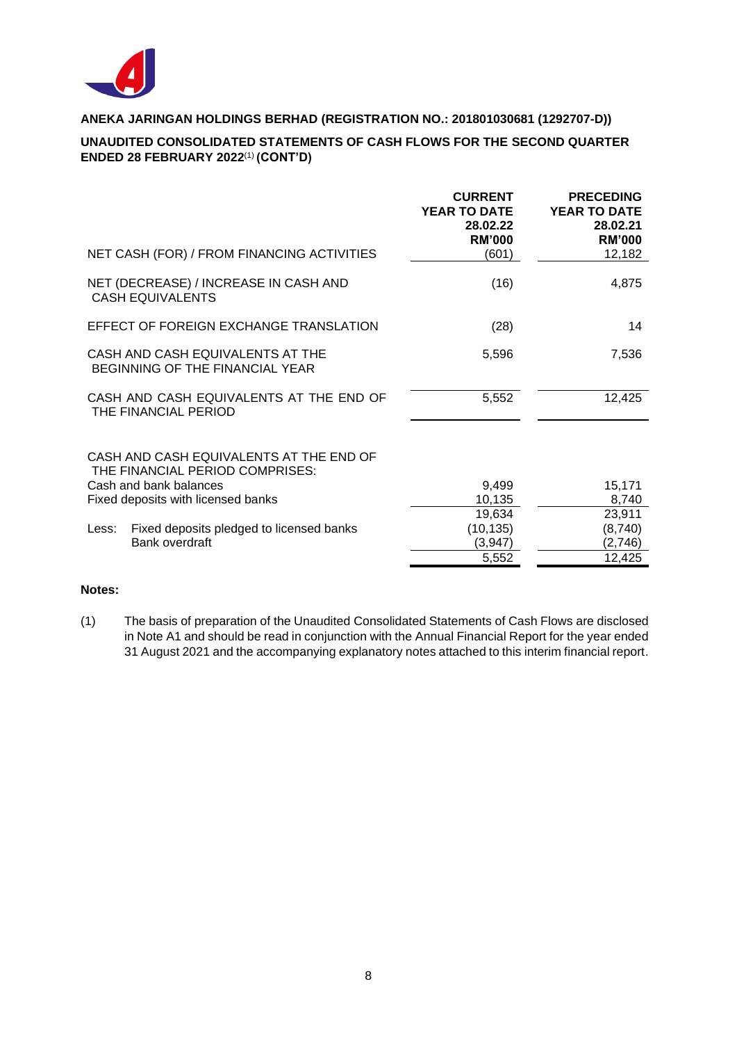**ANEKA JARINGAN HOLDINGS BERHAD (REGISTRATION NO.: 201801030681 (1292707-D))**

**UNAUDITED CONSOLIDATED STATEMENTS OF CASH FLOWS FOR THE SECOND QUARTER ENDED 28 FEBRUARY 2022[(1)] (CONT'D)**

| | CURRENT YEAR TO DATE 28.02.22 RM'000 | PRECEDING YEAR TO DATE 28.02.21 RM'000 |
|---|---|---|
| NET CASH (FOR) / FROM FINANCING ACTIVITIES | (601) | 12,182 |
| NET (DECREASE) / INCREASE IN CASH AND CASH EQUIVALENTS | (16) | 4,875 |
| EFFECT OF FOREIGN EXCHANGE TRANSLATION | (28) | 14 |
| CASH AND CASH EQUIVALENTS AT THE BEGINNING OF THE FINANCIAL YEAR | 5,596 | 7,536 |
| CASH AND CASH EQUIVALENTS AT THE END OF THE FINANCIAL PERIOD | 5,552 | 12,425 |
| | | |
| CASH AND CASH EQUIVALENTS AT THE END OF THE FINANCIAL PERIOD COMPRISES: | | |
| Cash and bank balances | 9,499 | 15,171 |
| Fixed deposits with licensed banks | 10,135 | 8,740 |
| | 19,634 | 23,911 |
| Less: Fixed deposits pledged to licensed banks | (10,135) | (8,740) |
| Bank overdraft | (3,947) | (2,746) |
| | 5,552 | 12,425 |

**Notes:**

(1) The basis of preparation of the Unaudited Consolidated Statements of Cash Flows are disclosed in Note A1 and should be read in conjunction with the Annual Financial Report for the year ended 31 August 2021 and the accompanying explanatory notes attached to this interim financial report.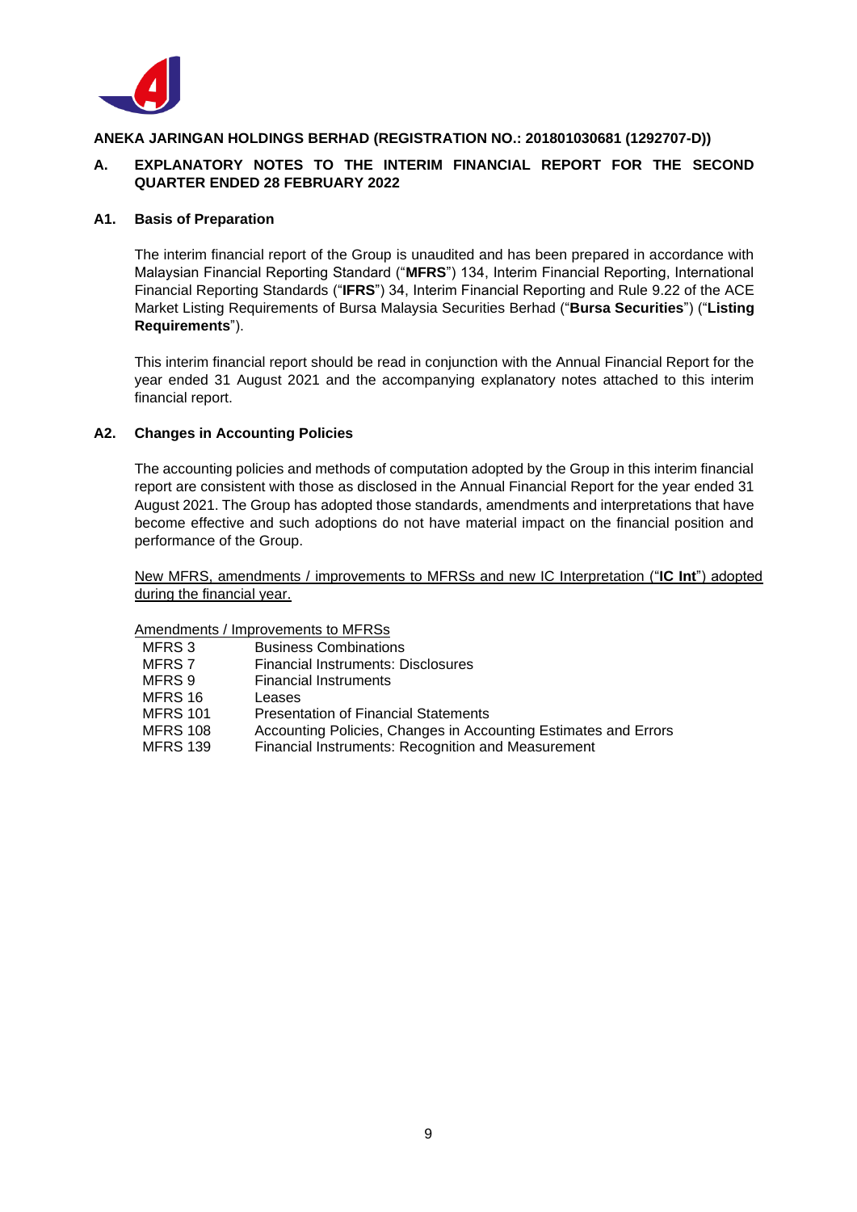**ANEKA JARINGAN HOLDINGS BERHAD (REGISTRATION NO.: 201801030681 (1292707-D))**

## A. EXPLANATORY NOTES TO THE INTERIM FINANCIAL REPORT FOR THE SECOND QUARTER ENDED 28 FEBRUARY 2022

### A1. Basis of Preparation

The interim financial report of the Group is unaudited and has been prepared in accordance with Malaysian Financial Reporting Standard ("**MFRS**") 134, Interim Financial Reporting, International Financial Reporting Standards ("**IFRS**") 34, Interim Financial Reporting and Rule 9.22 of the ACE Market Listing Requirements of Bursa Malaysia Securities Berhad ("**Bursa Securities**") ("**Listing Requirements**").

This interim financial report should be read in conjunction with the Annual Financial Report for the year ended 31 August 2021 and the accompanying explanatory notes attached to this interim financial report.

### A2. Changes in Accounting Policies

The accounting policies and methods of computation adopted by the Group in this interim financial report are consistent with those as disclosed in the Annual Financial Report for the year ended 31 August 2021. The Group has adopted those standards, amendments and interpretations that have become effective and such adoptions do not have material impact on the financial position and performance of the Group.

New MFRS, amendments / improvements to MFRSs and new IC Interpretation ("**IC Int**") adopted during the financial year.

Amendments / Improvements to MFRSs

| | |
|---|---|
| MFRS 3 | Business Combinations |
| MFRS 7 | Financial Instruments: Disclosures |
| MFRS 9 | Financial Instruments |
| MFRS 16 | Leases |
| MFRS 101 | Presentation of Financial Statements |
| MFRS 108 | Accounting Policies, Changes in Accounting Estimates and Errors |
| MFRS 139 | Financial Instruments: Recognition and Measurement |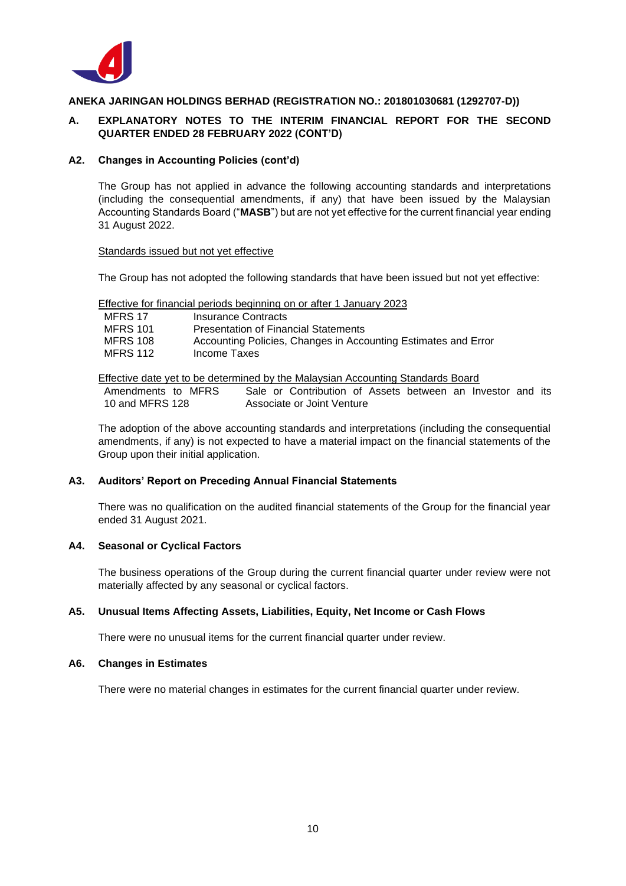**ANEKA JARINGAN HOLDINGS BERHAD (REGISTRATION NO.: 201801030681 (1292707-D))**

## A. EXPLANATORY NOTES TO THE INTERIM FINANCIAL REPORT FOR THE SECOND QUARTER ENDED 28 FEBRUARY 2022 (CONT'D)

### A2. Changes in Accounting Policies (cont'd)

The Group has not applied in advance the following accounting standards and interpretations (including the consequential amendments, if any) that have been issued by the Malaysian Accounting Standards Board ("**MASB**") but are not yet effective for the current financial year ending 31 August 2022.

Standards issued but not yet effective

The Group has not adopted the following standards that have been issued but not yet effective:

Effective for financial periods beginning on or after 1 January 2023

| | |
|---|---|
| MFRS 17 | Insurance Contracts |
| MFRS 101 | Presentation of Financial Statements |
| MFRS 108 | Accounting Policies, Changes in Accounting Estimates and Error |
| MFRS 112 | Income Taxes |

Effective date yet to be determined by the Malaysian Accounting Standards Board

| | |
|---|---|
| Amendments to MFRS 10 and MFRS 128 | Sale or Contribution of Assets between an Investor and its Associate or Joint Venture |

The adoption of the above accounting standards and interpretations (including the consequential amendments, if any) is not expected to have a material impact on the financial statements of the Group upon their initial application.

### A3. Auditors' Report on Preceding Annual Financial Statements

There was no qualification on the audited financial statements of the Group for the financial year ended 31 August 2021.

### A4. Seasonal or Cyclical Factors

The business operations of the Group during the current financial quarter under review were not materially affected by any seasonal or cyclical factors.

### A5. Unusual Items Affecting Assets, Liabilities, Equity, Net Income or Cash Flows

There were no unusual items for the current financial quarter under review.

### A6. Changes in Estimates

There were no material changes in estimates for the current financial quarter under review.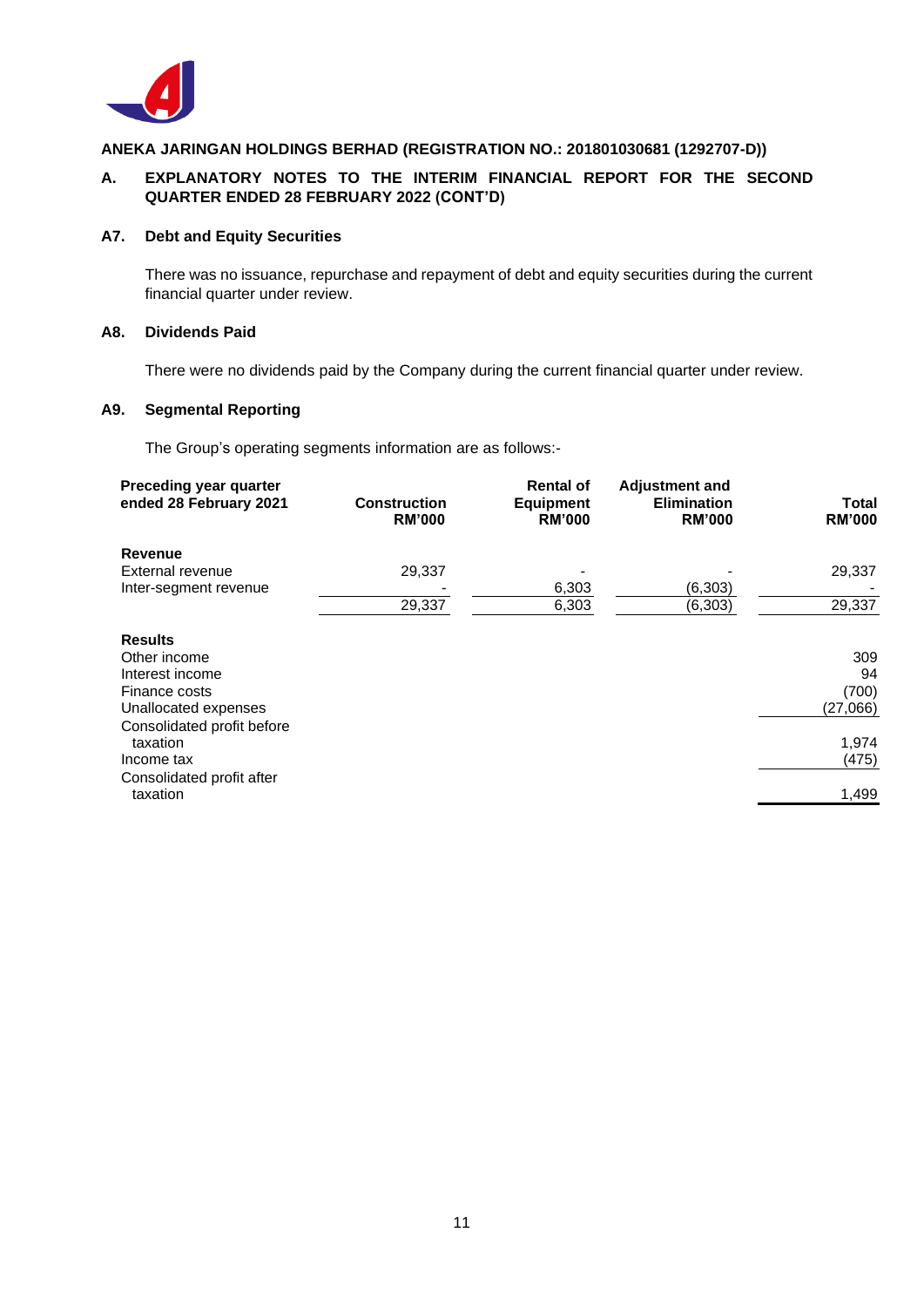**ANEKA JARINGAN HOLDINGS BERHAD (REGISTRATION NO.: 201801030681 (1292707-D))**

## A. EXPLANATORY NOTES TO THE INTERIM FINANCIAL REPORT FOR THE SECOND QUARTER ENDED 28 FEBRUARY 2022 (CONT'D)

### A7. Debt and Equity Securities

There was no issuance, repurchase and repayment of debt and equity securities during the current financial quarter under review.

### A8. Dividends Paid

There were no dividends paid by the Company during the current financial quarter under review.

### A9. Segmental Reporting

The Group's operating segments information are as follows:-

| Preceding year quarter ended 28 February 2021 | Construction RM'000 | Rental of Equipment RM'000 | Adjustment and Elimination RM'000 | Total RM'000 |
|---|---|---|---|---|
| **Revenue** | | | | |
| External revenue | 29,337 | - | - | 29,337 |
| Inter-segment revenue | - | 6,303 | (6,303) | - |
| | 29,337 | 6,303 | (6,303) | 29,337 |
| **Results** | | | | |
| Other income | | | | 309 |
| Interest income | | | | 94 |
| Finance costs | | | | (700) |
| Unallocated expenses | | | | (27,066) |
| Consolidated profit before taxation | | | | 1,974 |
| Income tax | | | | (475) |
| Consolidated profit after taxation | | | | 1,499 |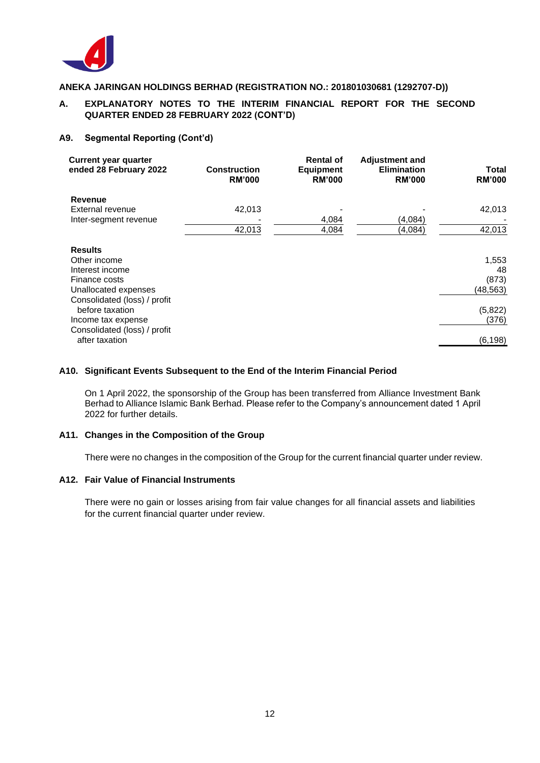**ANEKA JARINGAN HOLDINGS BERHAD (REGISTRATION NO.: 201801030681 (1292707-D))**

**A. EXPLANATORY NOTES TO THE INTERIM FINANCIAL REPORT FOR THE SECOND QUARTER ENDED 28 FEBRUARY 2022 (CONT'D)**

**A9. Segmental Reporting (Cont'd)**

| Current year quarter ended 28 February 2022 | Construction RM'000 | Rental of Equipment RM'000 | Adjustment and Elimination RM'000 | Total RM'000 |
|---|---|---|---|---|
| **Revenue** | | | | |
| External revenue | 42,013 | - | - | 42,013 |
| Inter-segment revenue | - | 4,084 | (4,084) | - |
| | 42,013 | 4,084 | (4,084) | 42,013 |
| **Results** | | | | |
| Other income | | | | 1,553 |
| Interest income | | | | 48 |
| Finance costs | | | | (873) |
| Unallocated expenses | | | | (48,563) |
| Consolidated (loss) / profit before taxation | | | | (5,822) |
| Income tax expense | | | | (376) |
| Consolidated (loss) / profit after taxation | | | | (6,198) |

**A10. Significant Events Subsequent to the End of the Interim Financial Period**

On 1 April 2022, the sponsorship of the Group has been transferred from Alliance Investment Bank Berhad to Alliance Islamic Bank Berhad. Please refer to the Company's announcement dated 1 April 2022 for further details.

**A11. Changes in the Composition of the Group**

There were no changes in the composition of the Group for the current financial quarter under review.

**A12. Fair Value of Financial Instruments**

There were no gain or losses arising from fair value changes for all financial assets and liabilities for the current financial quarter under review.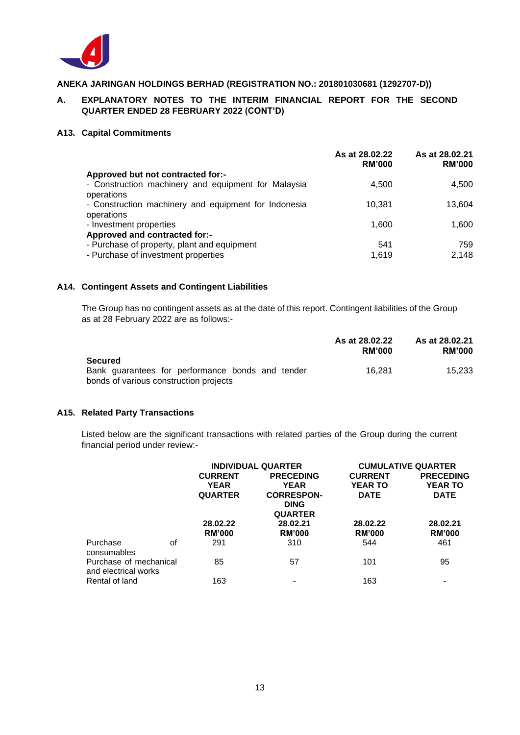**ANEKA JARINGAN HOLDINGS BERHAD (REGISTRATION NO.: 201801030681 (1292707-D))**

**A. EXPLANATORY NOTES TO THE INTERIM FINANCIAL REPORT FOR THE SECOND QUARTER ENDED 28 FEBRUARY 2022 (CONT'D)**

### A13. Capital Commitments

| | As at 28.02.22 RM'000 | As at 28.02.21 RM'000 |
|---|---|---|
| **Approved but not contracted for:-** | | |
| - Construction machinery and equipment for Malaysia operations | 4,500 | 4,500 |
| - Construction machinery and equipment for Indonesia operations | 10,381 | 13,604 |
| - Investment properties | 1,600 | 1,600 |
| **Approved and contracted for:-** | | |
| - Purchase of property, plant and equipment | 541 | 759 |
| - Purchase of investment properties | 1,619 | 2,148 |

### A14. Contingent Assets and Contingent Liabilities

The Group has no contingent assets as at the date of this report. Contingent liabilities of the Group as at 28 February 2022 are as follows:-

| | As at 28.02.22 RM'000 | As at 28.02.21 RM'000 |
|---|---|---|
| **Secured** | | |
| Bank guarantees for performance bonds and tender bonds of various construction projects | 16,281 | 15,233 |

### A15. Related Party Transactions

Listed below are the significant transactions with related parties of the Group during the current financial period under review:-

| | INDIVIDUAL QUARTER | | CUMULATIVE QUARTER | |
|---|---|---|---|---|
| | CURRENT YEAR QUARTER | PRECEDING YEAR CORRESPONDING QUARTER | CURRENT YEAR TO DATE | PRECEDING YEAR TO DATE |
| | 28.02.22 RM'000 | 28.02.21 RM'000 | 28.02.22 RM'000 | 28.02.21 RM'000 |
| Purchase of consumables | 291 | 310 | 544 | 461 |
| Purchase of mechanical and electrical works | 85 | 57 | 101 | 95 |
| Rental of land | 163 | - | 163 | - |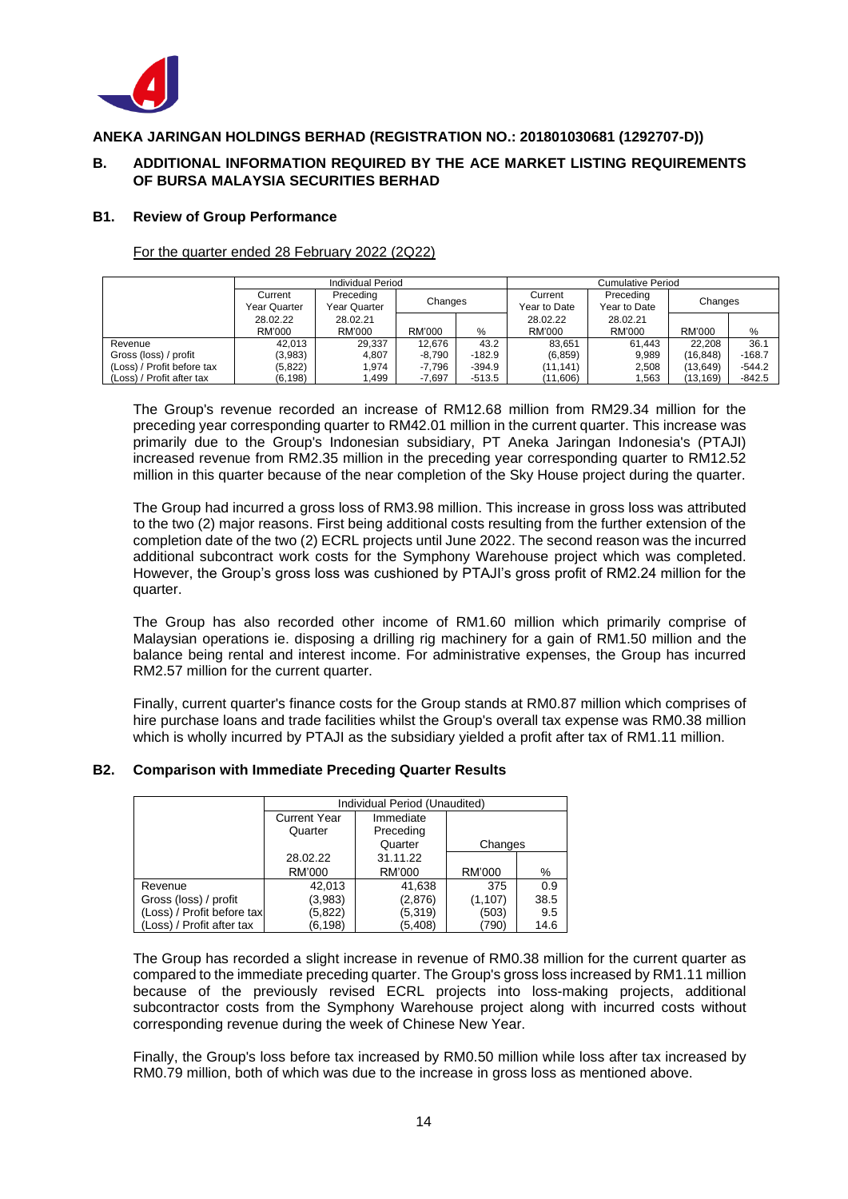**ANEKA JARINGAN HOLDINGS BERHAD (REGISTRATION NO.: 201801030681 (1292707-D))**

## B. ADDITIONAL INFORMATION REQUIRED BY THE ACE MARKET LISTING REQUIREMENTS OF BURSA MALAYSIA SECURITIES BERHAD

### B1. Review of Group Performance

For the quarter ended 28 February 2022 (2Q22)

| | Individual Period | | | | Cumulative Period | | | |
|---|---|---|---|---|---|---|---|---|
| | Current Year Quarter | Preceding Year Quarter | Changes | | Current Year to Date | Preceding Year to Date | Changes | |
| | 28.02.22 | 28.02.21 | | | 28.02.22 | 28.02.21 | | |
| | RM'000 | RM'000 | RM'000 | % | RM'000 | RM'000 | RM'000 | % |
| Revenue | 42,013 | 29,337 | 12,676 | 43.2 | 83,651 | 61,443 | 22,208 | 36.1 |
| Gross (loss) / profit | (3,983) | 4,807 | -8,790 | -182.9 | (6,859) | 9,989 | (16,848) | -168.7 |
| (Loss) / Profit before tax | (5,822) | 1,974 | -7,796 | -394.9 | (11,141) | 2,508 | (13,649) | -544.2 |
| (Loss) / Profit after tax | (6,198) | 1,499 | -7,697 | -513.5 | (11,606) | 1,563 | (13,169) | -842.5 |

The Group's revenue recorded an increase of RM12.68 million from RM29.34 million for the preceding year corresponding quarter to RM42.01 million in the current quarter. This increase was primarily due to the Group's Indonesian subsidiary, PT Aneka Jaringan Indonesia's (PTAJI) increased revenue from RM2.35 million in the preceding year corresponding quarter to RM12.52 million in this quarter because of the near completion of the Sky House project during the quarter.

The Group had incurred a gross loss of RM3.98 million. This increase in gross loss was attributed to the two (2) major reasons. First being additional costs resulting from the further extension of the completion date of the two (2) ECRL projects until June 2022. The second reason was the incurred additional subcontract work costs for the Symphony Warehouse project which was completed. However, the Group's gross loss was cushioned by PTAJI's gross profit of RM2.24 million for the quarter.

The Group has also recorded other income of RM1.60 million which primarily comprise of Malaysian operations ie. disposing a drilling rig machinery for a gain of RM1.50 million and the balance being rental and interest income. For administrative expenses, the Group has incurred RM2.57 million for the current quarter.

Finally, current quarter's finance costs for the Group stands at RM0.87 million which comprises of hire purchase loans and trade facilities whilst the Group's overall tax expense was RM0.38 million which is wholly incurred by PTAJI as the subsidiary yielded a profit after tax of RM1.11 million.

### B2. Comparison with Immediate Preceding Quarter Results

| | Individual Period (Unaudited) | | | |
|---|---|---|---|---|
| | Current Year Quarter | Immediate Preceding Quarter | Changes | |
| | 28.02.22 | 31.11.22 | | |
| | RM'000 | RM'000 | RM'000 | % |
| Revenue | 42,013 | 41,638 | 375 | 0.9 |
| Gross (loss) / profit | (3,983) | (2,876) | (1,107) | 38.5 |
| (Loss) / Profit before tax | (5,822) | (5,319) | (503) | 9.5 |
| (Loss) / Profit after tax | (6,198) | (5,408) | (790) | 14.6 |

The Group has recorded a slight increase in revenue of RM0.38 million for the current quarter as compared to the immediate preceding quarter. The Group's gross loss increased by RM1.11 million because of the previously revised ECRL projects into loss-making projects, additional subcontractor costs from the Symphony Warehouse project along with incurred costs without corresponding revenue during the week of Chinese New Year.

Finally, the Group's loss before tax increased by RM0.50 million while loss after tax increased by RM0.79 million, both of which was due to the increase in gross loss as mentioned above.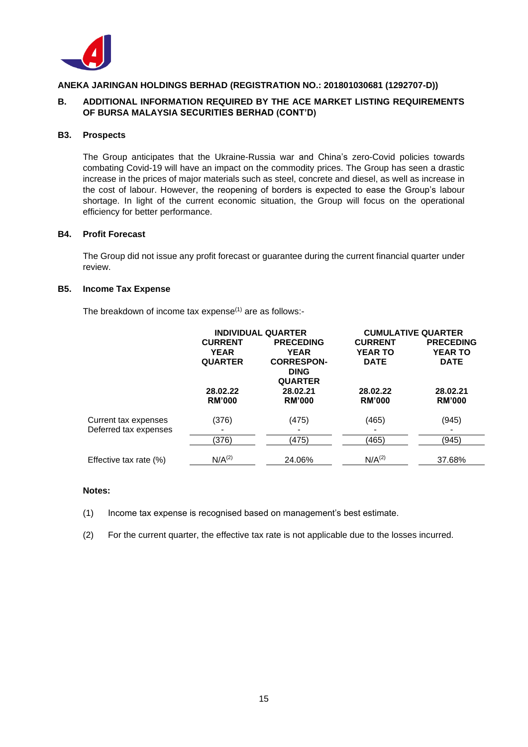**ANEKA JARINGAN HOLDINGS BERHAD (REGISTRATION NO.: 201801030681 (1292707-D))**

## B. ADDITIONAL INFORMATION REQUIRED BY THE ACE MARKET LISTING REQUIREMENTS OF BURSA MALAYSIA SECURITIES BERHAD (CONT'D)

### B3. Prospects

The Group anticipates that the Ukraine-Russia war and China's zero-Covid policies towards combating Covid-19 will have an impact on the commodity prices. The Group has seen a drastic increase in the prices of major materials such as steel, concrete and diesel, as well as increase in the cost of labour. However, the reopening of borders is expected to ease the Group's labour shortage. In light of the current economic situation, the Group will focus on the operational efficiency for better performance.

### B4. Profit Forecast

The Group did not issue any profit forecast or guarantee during the current financial quarter under review.

### B5. Income Tax Expense

The breakdown of income tax expense[1] are as follows:-

| | INDIVIDUAL QUARTER | | CUMULATIVE QUARTER | |
|---|---|---|---|---|
| | CURRENT YEAR QUARTER | PRECEDING YEAR CORRESPONDING QUARTER | CURRENT YEAR TO DATE | PRECEDING YEAR TO DATE |
| | 28.02.22 RM'000 | 28.02.21 RM'000 | 28.02.22 RM'000 | 28.02.21 RM'000 |
| Current tax expenses | (376) | (475) | (465) | (945) |
| Deferred tax expenses | - | - | - | - |
| | (376) | (475) | (465) | (945) |
| Effective tax rate (%) | N/A[2] | 24.06% | N/A[2] | 37.68% |

**Notes:**

(1) Income tax expense is recognised based on management's best estimate.

(2) For the current quarter, the effective tax rate is not applicable due to the losses incurred.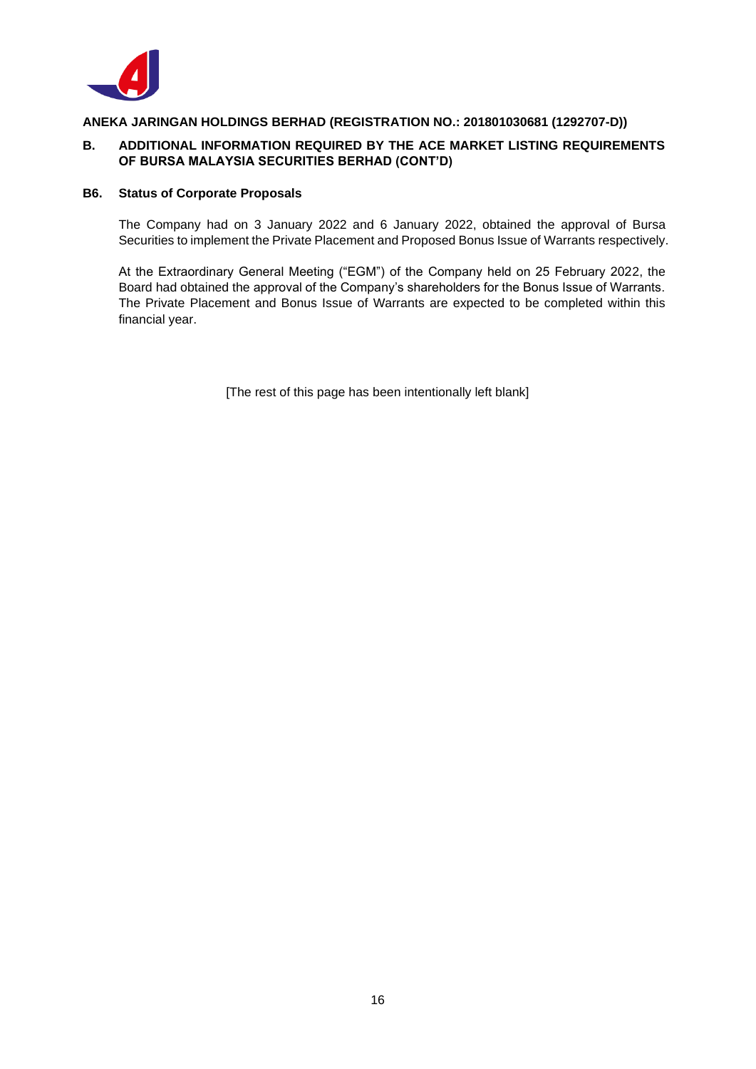**ANEKA JARINGAN HOLDINGS BERHAD (REGISTRATION NO.: 201801030681 (1292707-D))**

## B. ADDITIONAL INFORMATION REQUIRED BY THE ACE MARKET LISTING REQUIREMENTS OF BURSA MALAYSIA SECURITIES BERHAD (CONT'D)

### B6. Status of Corporate Proposals

The Company had on 3 January 2022 and 6 January 2022, obtained the approval of Bursa Securities to implement the Private Placement and Proposed Bonus Issue of Warrants respectively.

At the Extraordinary General Meeting ("EGM") of the Company held on 25 February 2022, the Board had obtained the approval of the Company's shareholders for the Bonus Issue of Warrants. The Private Placement and Bonus Issue of Warrants are expected to be completed within this financial year.

[The rest of this page has been intentionally left blank]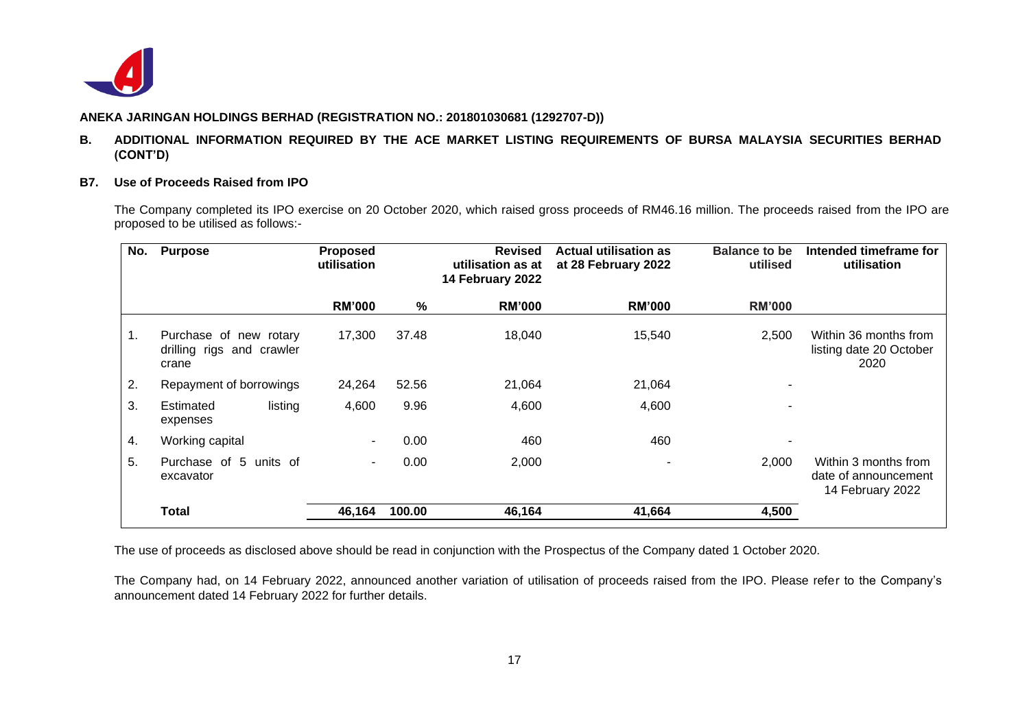**ANEKA JARINGAN HOLDINGS BERHAD (REGISTRATION NO.: 201801030681 (1292707-D))**

## B. ADDITIONAL INFORMATION REQUIRED BY THE ACE MARKET LISTING REQUIREMENTS OF BURSA MALAYSIA SECURITIES BERHAD (CONT'D)

### B7. Use of Proceeds Raised from IPO

The Company completed its IPO exercise on 20 October 2020, which raised gross proceeds of RM46.16 million. The proceeds raised from the IPO are proposed to be utilised as follows:-

| No. | Purpose | Proposed utilisation | | Revised utilisation as at 14 February 2022 | Actual utilisation as at 28 February 2022 | Balance to be utilised | Intended timeframe for utilisation |
|---|---|---|---|---|---|---|---|
| | | RM'000 | % | RM'000 | RM'000 | RM'000 | |
| 1. | Purchase of new rotary drilling rigs and crawler crane | 17,300 | 37.48 | 18,040 | 15,540 | 2,500 | Within 36 months from listing date 20 October 2020 |
| 2. | Repayment of borrowings | 24,264 | 52.56 | 21,064 | 21,064 | - | |
| 3. | Estimated listing expenses | 4,600 | 9.96 | 4,600 | 4,600 | - | |
| 4. | Working capital | - | 0.00 | 460 | 460 | - | |
| 5. | Purchase of 5 units of excavator | - | 0.00 | 2,000 | - | 2,000 | Within 3 months from date of announcement 14 February 2022 |
| | **Total** | **46,164** | **100.00** | **46,164** | **41,664** | **4,500** | |

The use of proceeds as disclosed above should be read in conjunction with the Prospectus of the Company dated 1 October 2020.

The Company had, on 14 February 2022, announced another variation of utilisation of proceeds raised from the IPO. Please refer to the Company's announcement dated 14 February 2022 for further details.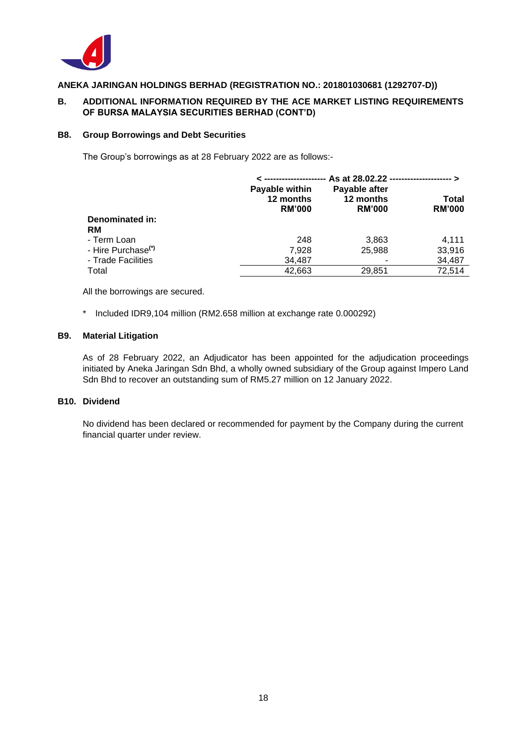**ANEKA JARINGAN HOLDINGS BERHAD (REGISTRATION NO.: 201801030681 (1292707-D))**

## B. ADDITIONAL INFORMATION REQUIRED BY THE ACE MARKET LISTING REQUIREMENTS OF BURSA MALAYSIA SECURITIES BERHAD (CONT'D)

### B8. Group Borrowings and Debt Securities

The Group's borrowings as at 28 February 2022 are as follows:-

| | < -------------------- As at 28.02.22 -------------------- > | | |
|---|---|---|---|
| | Payable within 12 months RM'000 | Payable after 12 months RM'000 | Total RM'000 |
| **Denominated in:** | | | |
| **RM** | | | |
| - Term Loan | 248 | 3,863 | 4,111 |
| - Hire Purchase(*) | 7,928 | 25,988 | 33,916 |
| - Trade Facilities | 34,487 | - | 34,487 |
| Total | 42,663 | 29,851 | 72,514 |

All the borrowings are secured.

\* Included IDR9,104 million (RM2.658 million at exchange rate 0.000292)

### B9. Material Litigation

As of 28 February 2022, an Adjudicator has been appointed for the adjudication proceedings initiated by Aneka Jaringan Sdn Bhd, a wholly owned subsidiary of the Group against Impero Land Sdn Bhd to recover an outstanding sum of RM5.27 million on 12 January 2022.

### B10. Dividend

No dividend has been declared or recommended for payment by the Company during the current financial quarter under review.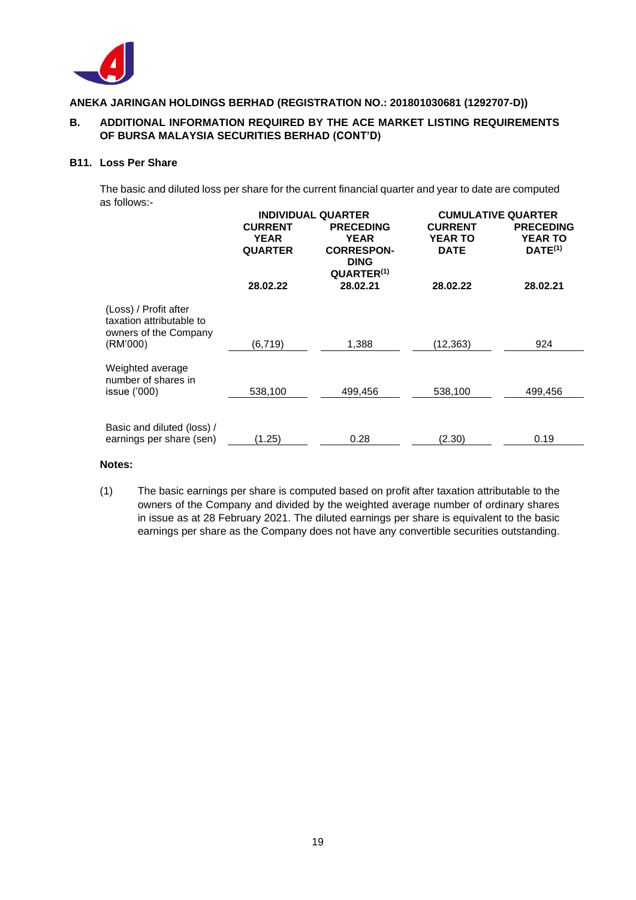**ANEKA JARINGAN HOLDINGS BERHAD (REGISTRATION NO.: 201801030681 (1292707-D))**

## B. ADDITIONAL INFORMATION REQUIRED BY THE ACE MARKET LISTING REQUIREMENTS OF BURSA MALAYSIA SECURITIES BERHAD (CONT'D)

### B11. Loss Per Share

The basic and diluted loss per share for the current financial quarter and year to date are computed as follows:-

| | INDIVIDUAL QUARTER | | CUMULATIVE QUARTER | |
|---|---|---|---|---|
| | CURRENT YEAR QUARTER | PRECEDING YEAR CORRESPONDING QUARTER[1] | CURRENT YEAR TO DATE | PRECEDING YEAR TO DATE[1] |
| | 28.02.22 | 28.02.21 | 28.02.22 | 28.02.21 |
| (Loss) / Profit after taxation attributable to owners of the Company (RM'000) | (6,719) | 1,388 | (12,363) | 924 |
| Weighted average number of shares in issue ('000) | 538,100 | 499,456 | 538,100 | 499,456 |
| Basic and diluted (loss) / earnings per share (sen) | (1.25) | 0.28 | (2.30) | 0.19 |

**Notes:**

(1) The basic earnings per share is computed based on profit after taxation attributable to the owners of the Company and divided by the weighted average number of ordinary shares in issue as at 28 February 2021. The diluted earnings per share is equivalent to the basic earnings per share as the Company does not have any convertible securities outstanding.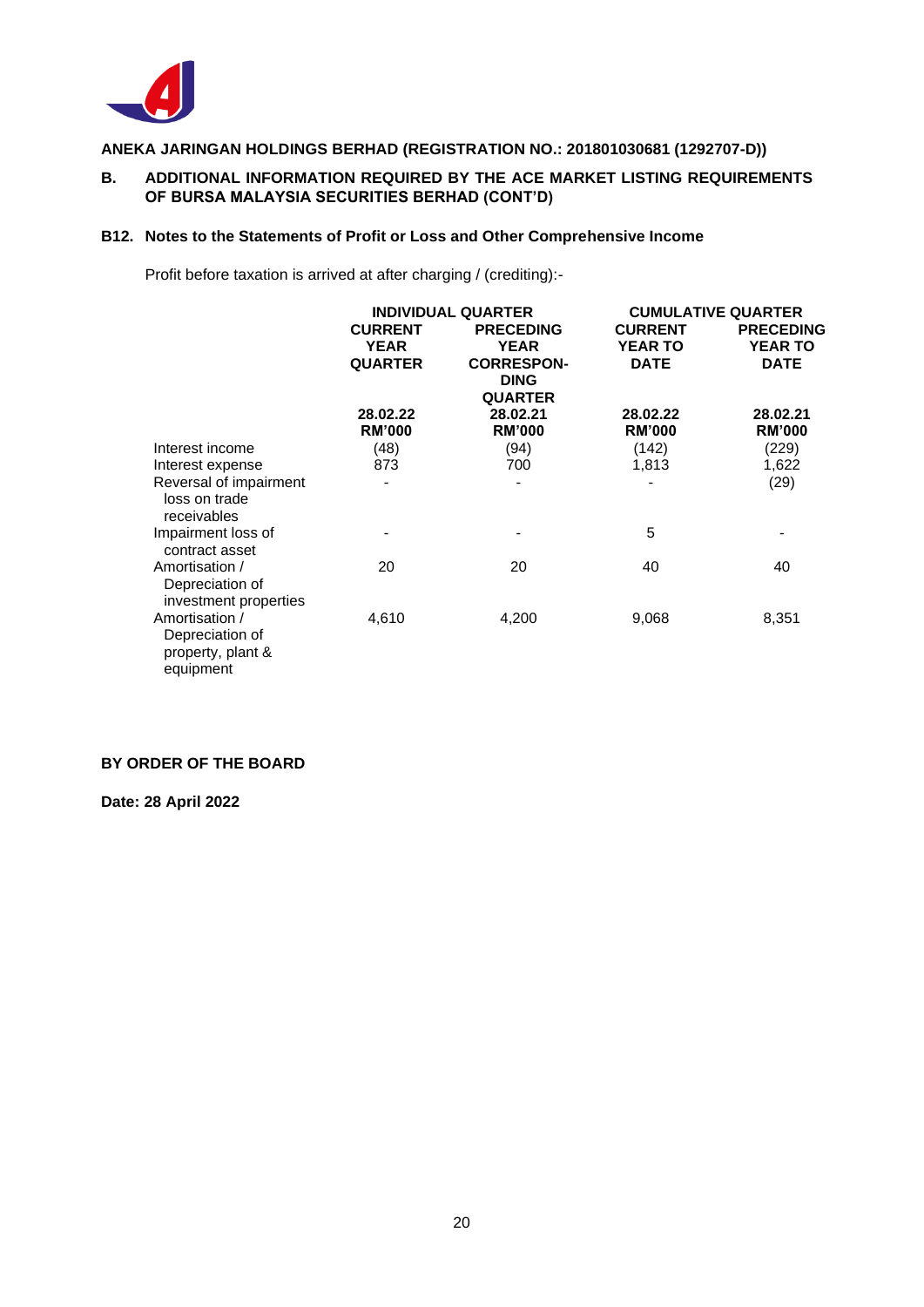**ANEKA JARINGAN HOLDINGS BERHAD (REGISTRATION NO.: 201801030681 (1292707-D))**

## B. ADDITIONAL INFORMATION REQUIRED BY THE ACE MARKET LISTING REQUIREMENTS OF BURSA MALAYSIA SECURITIES BERHAD (CONT'D)

### B12. Notes to the Statements of Profit or Loss and Other Comprehensive Income

Profit before taxation is arrived at after charging / (crediting):-

| | INDIVIDUAL QUARTER | | CUMULATIVE QUARTER | |
|---|---|---|---|---|
| | CURRENT YEAR QUARTER | PRECEDING YEAR CORRESPONDING QUARTER | CURRENT YEAR TO DATE | PRECEDING YEAR TO DATE |
| | 28.02.22 RM'000 | 28.02.21 RM'000 | 28.02.22 RM'000 | 28.02.21 RM'000 |
| Interest income | (48) | (94) | (142) | (229) |
| Interest expense | 873 | 700 | 1,813 | 1,622 |
| Reversal of impairment loss on trade receivables | - | - | - | (29) |
| Impairment loss of contract asset | - | - | 5 | - |
| Amortisation / Depreciation of investment properties | 20 | 20 | 40 | 40 |
| Amortisation / Depreciation of property, plant & equipment | 4,610 | 4,200 | 9,068 | 8,351 |

**BY ORDER OF THE BOARD**

**Date: 28 April 2022**